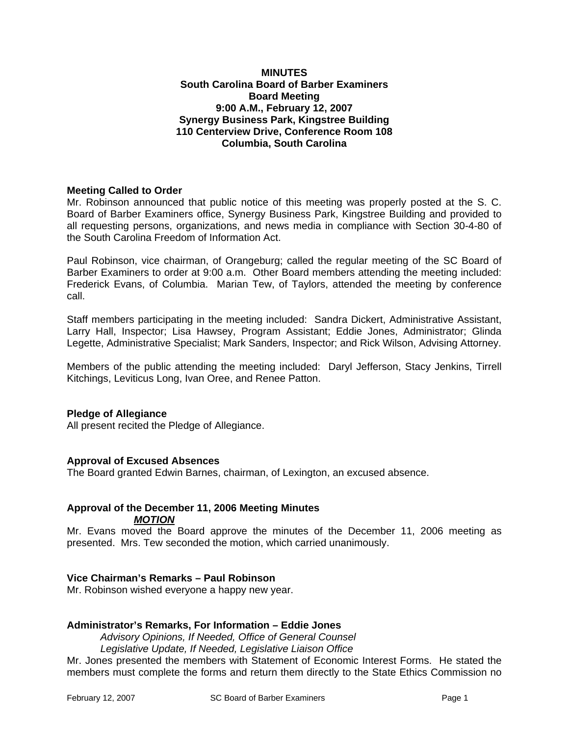**MINUTES**
**South Carolina Board of Barber Examiners**
**Board Meeting**
**9:00 A.M., February 12, 2007**
**Synergy Business Park, Kingstree Building**
**110 Centerview Drive, Conference Room 108**
**Columbia, South Carolina**

**Meeting Called to Order**

Mr. Robinson announced that public notice of this meeting was properly posted at the S. C. Board of Barber Examiners office, Synergy Business Park, Kingstree Building and provided to all requesting persons, organizations, and news media in compliance with Section 30-4-80 of the South Carolina Freedom of Information Act.

Paul Robinson, vice chairman, of Orangeburg; called the regular meeting of the SC Board of Barber Examiners to order at 9:00 a.m. Other Board members attending the meeting included: Frederick Evans, of Columbia. Marian Tew, of Taylors, attended the meeting by conference call.

Staff members participating in the meeting included: Sandra Dickert, Administrative Assistant, Larry Hall, Inspector; Lisa Hawsey, Program Assistant; Eddie Jones, Administrator; Glinda Legette, Administrative Specialist; Mark Sanders, Inspector; and Rick Wilson, Advising Attorney.

Members of the public attending the meeting included: Daryl Jefferson, Stacy Jenkins, Tirrell Kitchings, Leviticus Long, Ivan Oree, and Renee Patton.

**Pledge of Allegiance**

All present recited the Pledge of Allegiance.

**Approval of Excused Absences**

The Board granted Edwin Barnes, chairman, of Lexington, an excused absence.

**Approval of the December 11, 2006 Meeting Minutes**

***MOTION***

Mr. Evans moved the Board approve the minutes of the December 11, 2006 meeting as presented. Mrs. Tew seconded the motion, which carried unanimously.

**Vice Chairman's Remarks – Paul Robinson**

Mr. Robinson wished everyone a happy new year.

**Administrator's Remarks, For Information – Eddie Jones**

*Advisory Opinions, If Needed, Office of General Counsel*
*Legislative Update, If Needed, Legislative Liaison Office*

Mr. Jones presented the members with Statement of Economic Interest Forms. He stated the members must complete the forms and return them directly to the State Ethics Commission no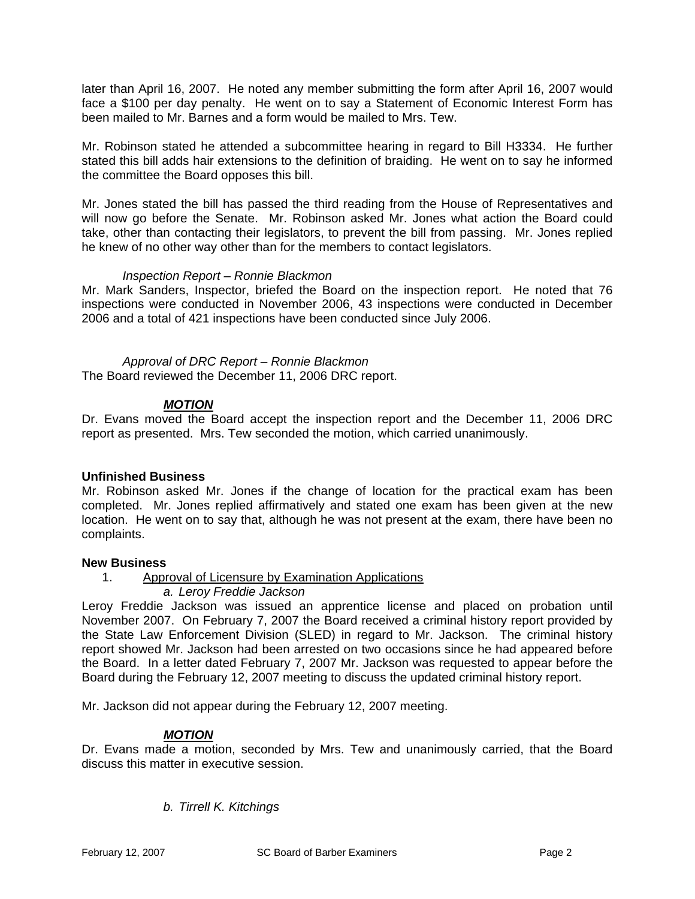later than April 16, 2007. He noted any member submitting the form after April 16, 2007 would face a $100 per day penalty. He went on to say a Statement of Economic Interest Form has been mailed to Mr. Barnes and a form would be mailed to Mrs. Tew.

Mr. Robinson stated he attended a subcommittee hearing in regard to Bill H3334. He further stated this bill adds hair extensions to the definition of braiding. He went on to say he informed the committee the Board opposes this bill.

Mr. Jones stated the bill has passed the third reading from the House of Representatives and will now go before the Senate. Mr. Robinson asked Mr. Jones what action the Board could take, other than contacting their legislators, to prevent the bill from passing. Mr. Jones replied he knew of no other way other than for the members to contact legislators.

*Inspection Report – Ronnie Blackmon*

Mr. Mark Sanders, Inspector, briefed the Board on the inspection report. He noted that 76 inspections were conducted in November 2006, 43 inspections were conducted in December 2006 and a total of 421 inspections have been conducted since July 2006.

*Approval of DRC Report – Ronnie Blackmon*

The Board reviewed the December 11, 2006 DRC report.

***MOTION***

Dr. Evans moved the Board accept the inspection report and the December 11, 2006 DRC report as presented. Mrs. Tew seconded the motion, which carried unanimously.

**Unfinished Business**

Mr. Robinson asked Mr. Jones if the change of location for the practical exam has been completed. Mr. Jones replied affirmatively and stated one exam has been given at the new location. He went on to say that, although he was not present at the exam, there have been no complaints.

**New Business**

1. Approval of Licensure by Examination Applications

*a. Leroy Freddie Jackson*

Leroy Freddie Jackson was issued an apprentice license and placed on probation until November 2007. On February 7, 2007 the Board received a criminal history report provided by the State Law Enforcement Division (SLED) in regard to Mr. Jackson. The criminal history report showed Mr. Jackson had been arrested on two occasions since he had appeared before the Board. In a letter dated February 7, 2007 Mr. Jackson was requested to appear before the Board during the February 12, 2007 meeting to discuss the updated criminal history report.

Mr. Jackson did not appear during the February 12, 2007 meeting.

***MOTION***

Dr. Evans made a motion, seconded by Mrs. Tew and unanimously carried, that the Board discuss this matter in executive session.

*b. Tirrell K. Kitchings*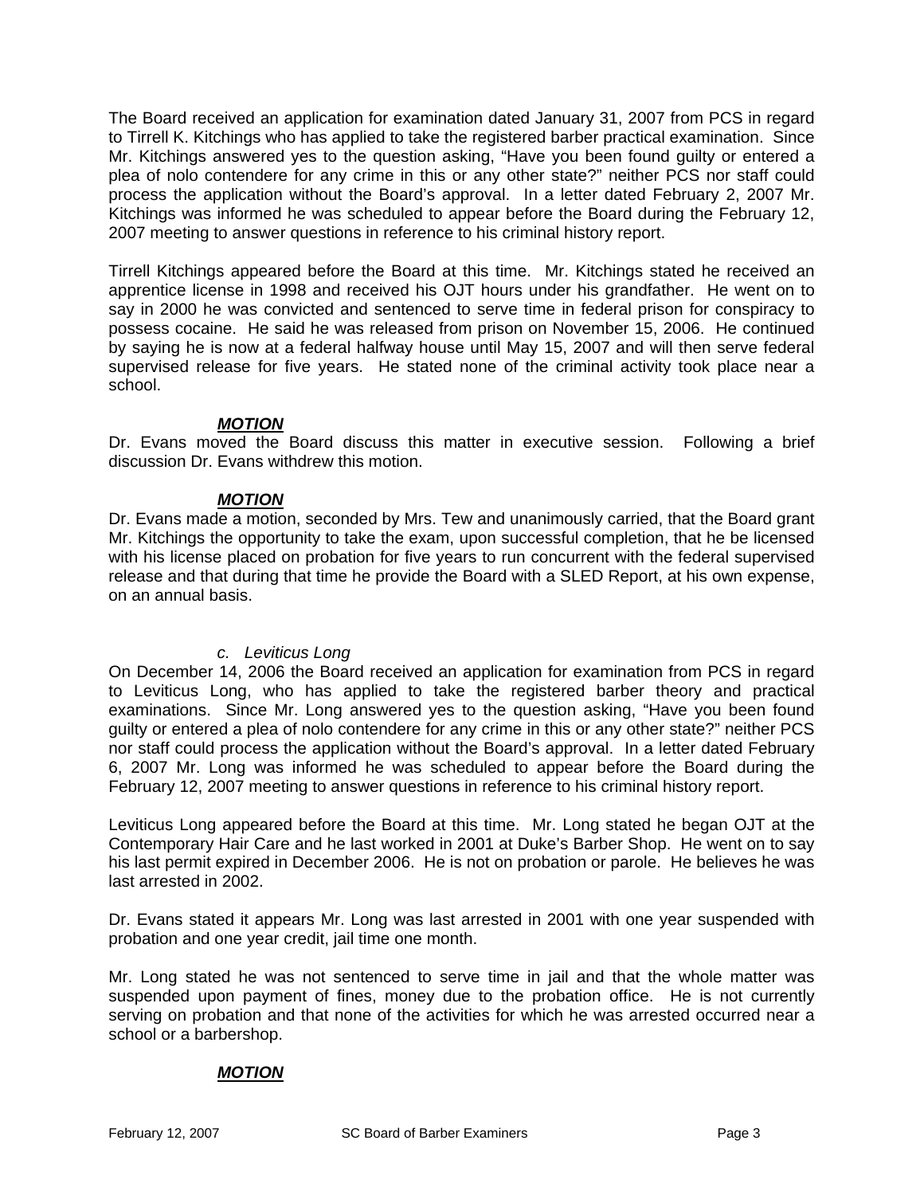The Board received an application for examination dated January 31, 2007 from PCS in regard to Tirrell K. Kitchings who has applied to take the registered barber practical examination. Since Mr. Kitchings answered yes to the question asking, "Have you been found guilty or entered a plea of nolo contendere for any crime in this or any other state?" neither PCS nor staff could process the application without the Board's approval. In a letter dated February 2, 2007 Mr. Kitchings was informed he was scheduled to appear before the Board during the February 12, 2007 meeting to answer questions in reference to his criminal history report.

Tirrell Kitchings appeared before the Board at this time. Mr. Kitchings stated he received an apprentice license in 1998 and received his OJT hours under his grandfather. He went on to say in 2000 he was convicted and sentenced to serve time in federal prison for conspiracy to possess cocaine. He said he was released from prison on November 15, 2006. He continued by saying he is now at a federal halfway house until May 15, 2007 and will then serve federal supervised release for five years. He stated none of the criminal activity took place near a school.

***MOTION***

Dr. Evans moved the Board discuss this matter in executive session. Following a brief discussion Dr. Evans withdrew this motion.

***MOTION***

Dr. Evans made a motion, seconded by Mrs. Tew and unanimously carried, that the Board grant Mr. Kitchings the opportunity to take the exam, upon successful completion, that he be licensed with his license placed on probation for five years to run concurrent with the federal supervised release and that during that time he provide the Board with a SLED Report, at his own expense, on an annual basis.

*c. Leviticus Long*

On December 14, 2006 the Board received an application for examination from PCS in regard to Leviticus Long, who has applied to take the registered barber theory and practical examinations. Since Mr. Long answered yes to the question asking, "Have you been found guilty or entered a plea of nolo contendere for any crime in this or any other state?" neither PCS nor staff could process the application without the Board's approval. In a letter dated February 6, 2007 Mr. Long was informed he was scheduled to appear before the Board during the February 12, 2007 meeting to answer questions in reference to his criminal history report.

Leviticus Long appeared before the Board at this time. Mr. Long stated he began OJT at the Contemporary Hair Care and he last worked in 2001 at Duke's Barber Shop. He went on to say his last permit expired in December 2006. He is not on probation or parole. He believes he was last arrested in 2002.

Dr. Evans stated it appears Mr. Long was last arrested in 2001 with one year suspended with probation and one year credit, jail time one month.

Mr. Long stated he was not sentenced to serve time in jail and that the whole matter was suspended upon payment of fines, money due to the probation office. He is not currently serving on probation and that none of the activities for which he was arrested occurred near a school or a barbershop.

***MOTION***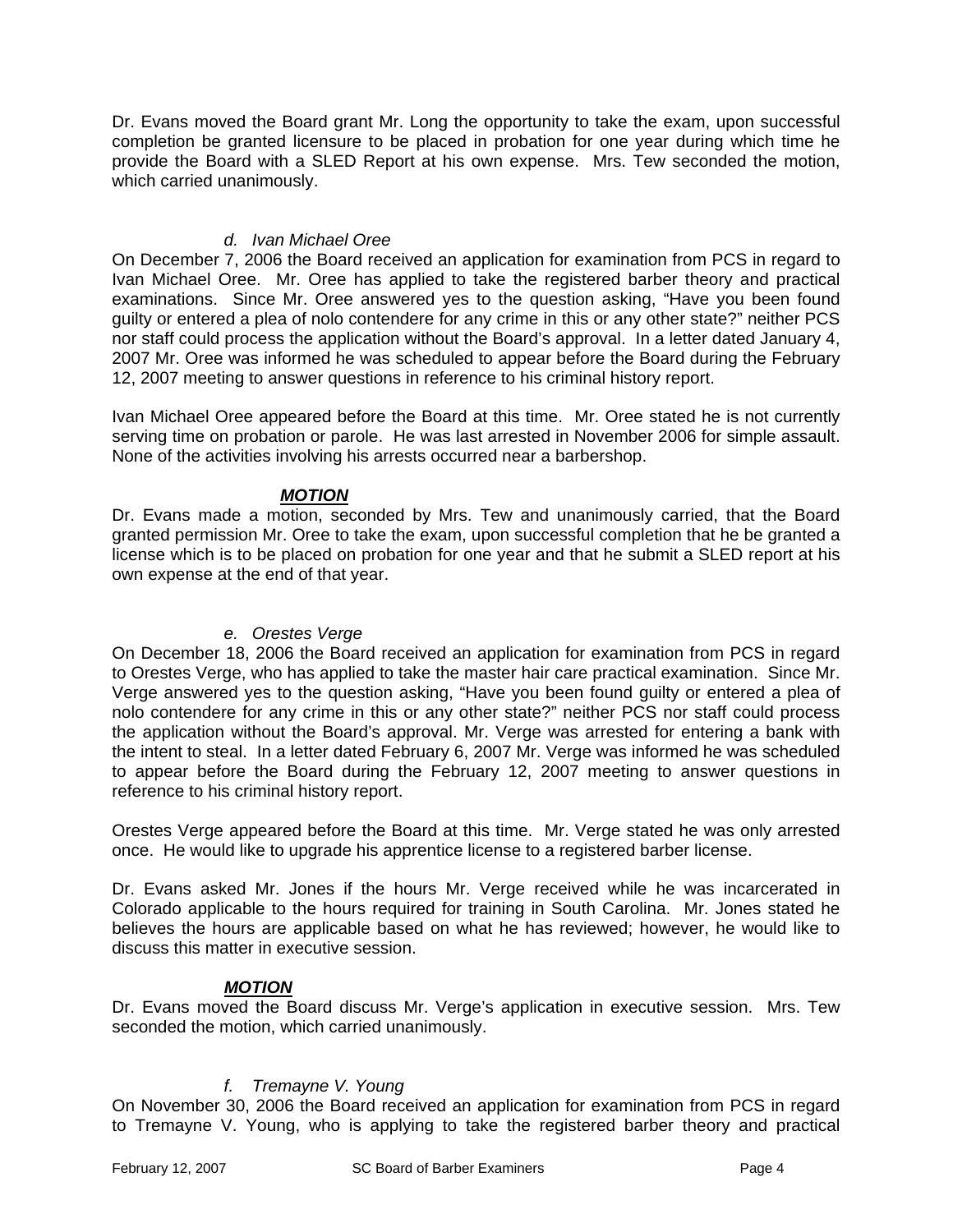Dr. Evans moved the Board grant Mr. Long the opportunity to take the exam, upon successful completion be granted licensure to be placed in probation for one year during which time he provide the Board with a SLED Report at his own expense. Mrs. Tew seconded the motion, which carried unanimously.

*d. Ivan Michael Oree*

On December 7, 2006 the Board received an application for examination from PCS in regard to Ivan Michael Oree. Mr. Oree has applied to take the registered barber theory and practical examinations. Since Mr. Oree answered yes to the question asking, "Have you been found guilty or entered a plea of nolo contendere for any crime in this or any other state?" neither PCS nor staff could process the application without the Board's approval. In a letter dated January 4, 2007 Mr. Oree was informed he was scheduled to appear before the Board during the February 12, 2007 meeting to answer questions in reference to his criminal history report.

Ivan Michael Oree appeared before the Board at this time. Mr. Oree stated he is not currently serving time on probation or parole. He was last arrested in November 2006 for simple assault. None of the activities involving his arrests occurred near a barbershop.

***MOTION***

Dr. Evans made a motion, seconded by Mrs. Tew and unanimously carried, that the Board granted permission Mr. Oree to take the exam, upon successful completion that he be granted a license which is to be placed on probation for one year and that he submit a SLED report at his own expense at the end of that year.

*e. Orestes Verge*

On December 18, 2006 the Board received an application for examination from PCS in regard to Orestes Verge, who has applied to take the master hair care practical examination. Since Mr. Verge answered yes to the question asking, "Have you been found guilty or entered a plea of nolo contendere for any crime in this or any other state?" neither PCS nor staff could process the application without the Board's approval. Mr. Verge was arrested for entering a bank with the intent to steal. In a letter dated February 6, 2007 Mr. Verge was informed he was scheduled to appear before the Board during the February 12, 2007 meeting to answer questions in reference to his criminal history report.

Orestes Verge appeared before the Board at this time. Mr. Verge stated he was only arrested once. He would like to upgrade his apprentice license to a registered barber license.

Dr. Evans asked Mr. Jones if the hours Mr. Verge received while he was incarcerated in Colorado applicable to the hours required for training in South Carolina. Mr. Jones stated he believes the hours are applicable based on what he has reviewed; however, he would like to discuss this matter in executive session.

***MOTION***

Dr. Evans moved the Board discuss Mr. Verge's application in executive session. Mrs. Tew seconded the motion, which carried unanimously.

*f. Tremayne V. Young*

On November 30, 2006 the Board received an application for examination from PCS in regard to Tremayne V. Young, who is applying to take the registered barber theory and practical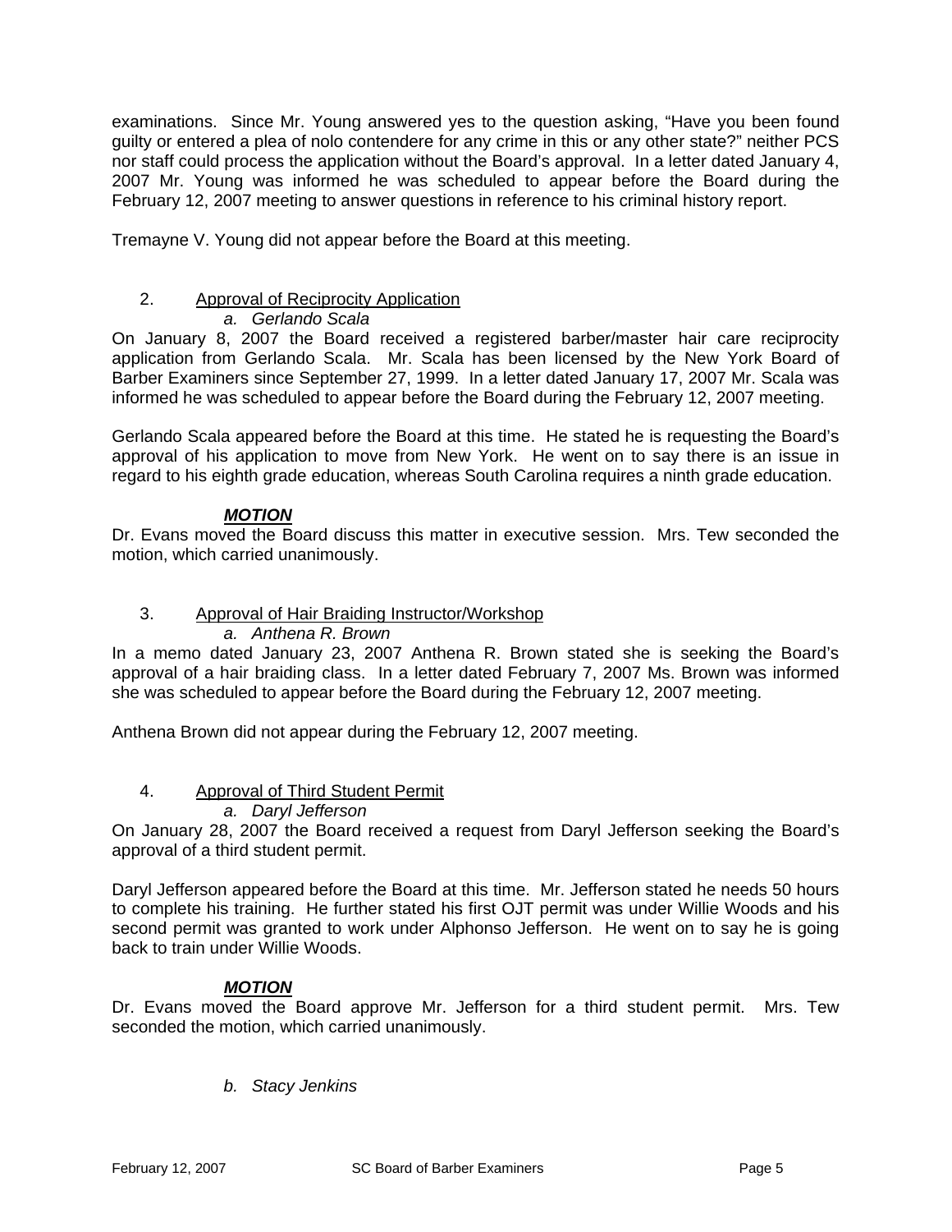examinations. Since Mr. Young answered yes to the question asking, "Have you been found guilty or entered a plea of nolo contendere for any crime in this or any other state?" neither PCS nor staff could process the application without the Board's approval. In a letter dated January 4, 2007 Mr. Young was informed he was scheduled to appear before the Board during the February 12, 2007 meeting to answer questions in reference to his criminal history report.

Tremayne V. Young did not appear before the Board at this meeting.

2. Approval of Reciprocity Application

   *a. Gerlando Scala*

On January 8, 2007 the Board received a registered barber/master hair care reciprocity application from Gerlando Scala. Mr. Scala has been licensed by the New York Board of Barber Examiners since September 27, 1999. In a letter dated January 17, 2007 Mr. Scala was informed he was scheduled to appear before the Board during the February 12, 2007 meeting.

Gerlando Scala appeared before the Board at this time. He stated he is requesting the Board's approval of his application to move from New York. He went on to say there is an issue in regard to his eighth grade education, whereas South Carolina requires a ninth grade education.

***MOTION***

Dr. Evans moved the Board discuss this matter in executive session. Mrs. Tew seconded the motion, which carried unanimously.

3. Approval of Hair Braiding Instructor/Workshop

   *a. Anthena R. Brown*

In a memo dated January 23, 2007 Anthena R. Brown stated she is seeking the Board's approval of a hair braiding class. In a letter dated February 7, 2007 Ms. Brown was informed she was scheduled to appear before the Board during the February 12, 2007 meeting.

Anthena Brown did not appear during the February 12, 2007 meeting.

4. Approval of Third Student Permit

   *a. Daryl Jefferson*

On January 28, 2007 the Board received a request from Daryl Jefferson seeking the Board's approval of a third student permit.

Daryl Jefferson appeared before the Board at this time. Mr. Jefferson stated he needs 50 hours to complete his training. He further stated his first OJT permit was under Willie Woods and his second permit was granted to work under Alphonso Jefferson. He went on to say he is going back to train under Willie Woods.

***MOTION***

Dr. Evans moved the Board approve Mr. Jefferson for a third student permit. Mrs. Tew seconded the motion, which carried unanimously.

   *b. Stacy Jenkins*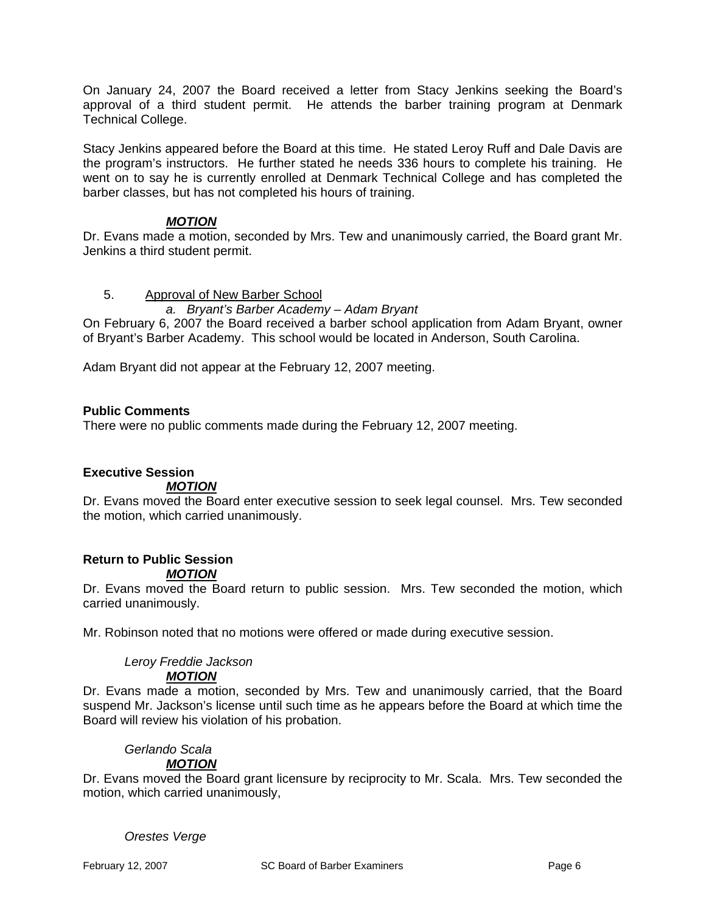On January 24, 2007 the Board received a letter from Stacy Jenkins seeking the Board's approval of a third student permit. He attends the barber training program at Denmark Technical College.

Stacy Jenkins appeared before the Board at this time. He stated Leroy Ruff and Dale Davis are the program's instructors. He further stated he needs 336 hours to complete his training. He went on to say he is currently enrolled at Denmark Technical College and has completed the barber classes, but has not completed his hours of training.

***MOTION***

Dr. Evans made a motion, seconded by Mrs. Tew and unanimously carried, the Board grant Mr. Jenkins a third student permit.

5. Approval of New Barber School

*a. Bryant's Barber Academy – Adam Bryant*

On February 6, 2007 the Board received a barber school application from Adam Bryant, owner of Bryant's Barber Academy. This school would be located in Anderson, South Carolina.

Adam Bryant did not appear at the February 12, 2007 meeting.

**Public Comments**

There were no public comments made during the February 12, 2007 meeting.

**Executive Session**

***MOTION***

Dr. Evans moved the Board enter executive session to seek legal counsel. Mrs. Tew seconded the motion, which carried unanimously.

**Return to Public Session**

***MOTION***

Dr. Evans moved the Board return to public session. Mrs. Tew seconded the motion, which carried unanimously.

Mr. Robinson noted that no motions were offered or made during executive session.

*Leroy Freddie Jackson*

***MOTION***

Dr. Evans made a motion, seconded by Mrs. Tew and unanimously carried, that the Board suspend Mr. Jackson's license until such time as he appears before the Board at which time the Board will review his violation of his probation.

*Gerlando Scala*

***MOTION***

Dr. Evans moved the Board grant licensure by reciprocity to Mr. Scala. Mrs. Tew seconded the motion, which carried unanimously,

*Orestes Verge*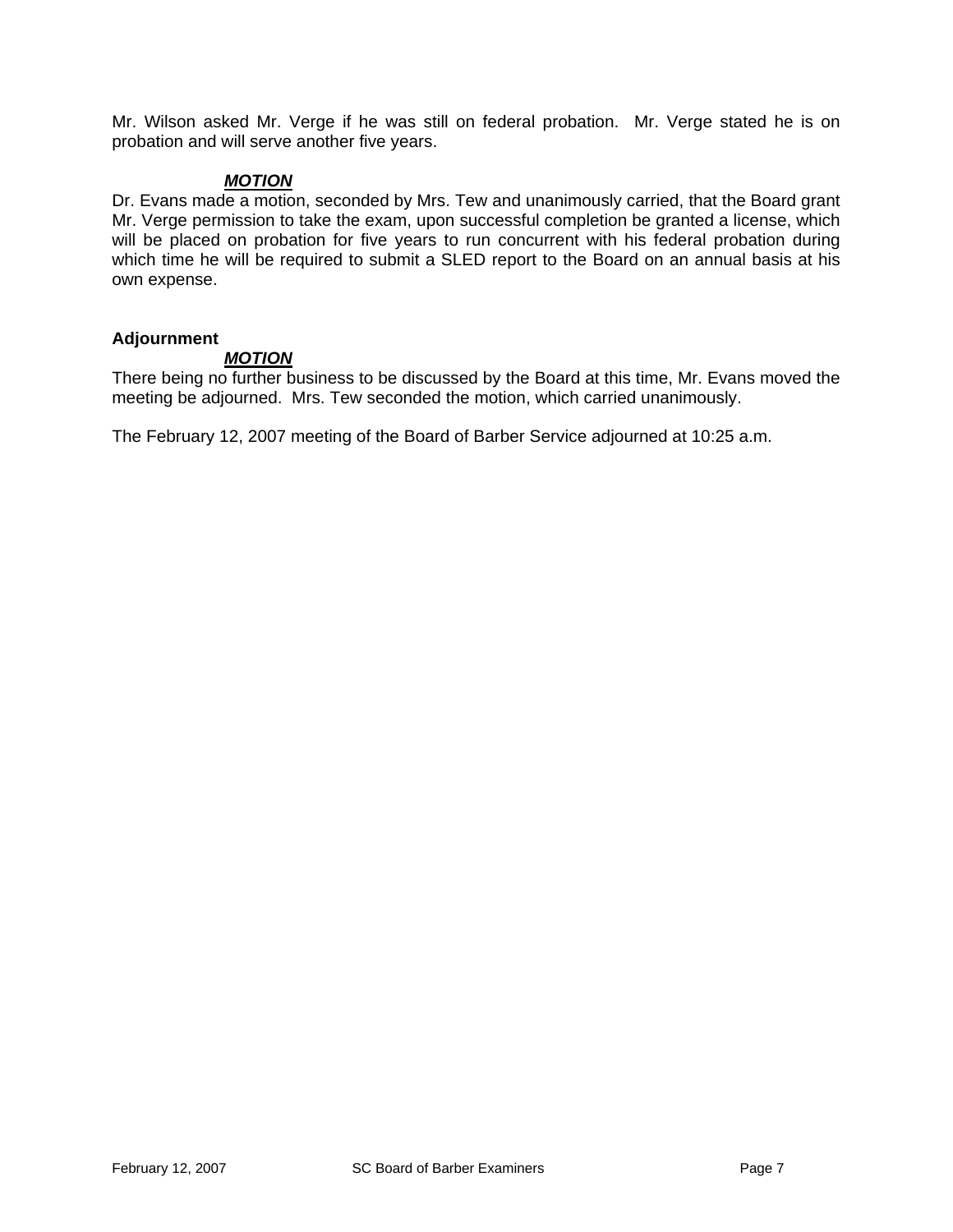Mr. Wilson asked Mr. Verge if he was still on federal probation. Mr. Verge stated he is on probation and will serve another five years.

***MOTION***

Dr. Evans made a motion, seconded by Mrs. Tew and unanimously carried, that the Board grant Mr. Verge permission to take the exam, upon successful completion be granted a license, which will be placed on probation for five years to run concurrent with his federal probation during which time he will be required to submit a SLED report to the Board on an annual basis at his own expense.

**Adjournment**

***MOTION***

There being no further business to be discussed by the Board at this time, Mr. Evans moved the meeting be adjourned. Mrs. Tew seconded the motion, which carried unanimously.

The February 12, 2007 meeting of the Board of Barber Service adjourned at 10:25 a.m.